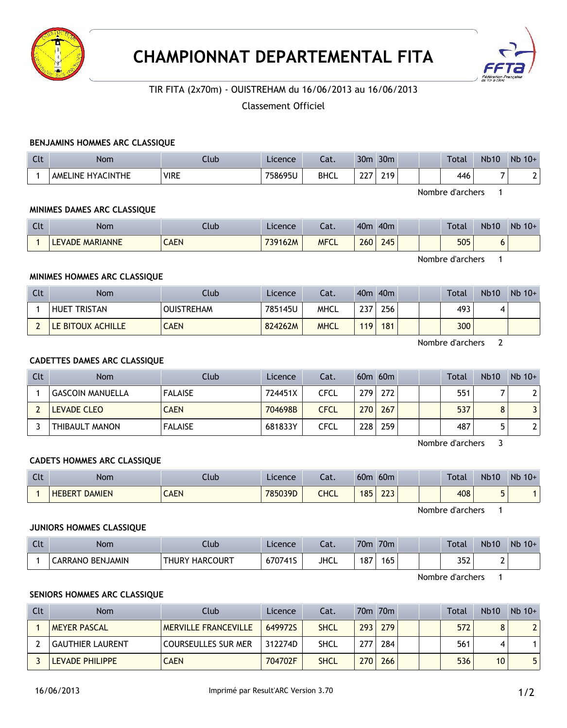# CHAMPIONNAT DEPARTEMENTAL FITA

TIR FITA (2x70m) - OUISTREHAM du 16/06/2013 au 16/06/2013

Classement Officiel

### BENJAMINS HOMMES ARC CLASSIQUE

| Clt | Nom | Club | Licence | Cat. | 30m | 30m | | | Total | Nb10 | Nb 10+ |
|---|---|---|---|---|---|---|---|---|---|---|---|
| 1 | AMELINE HYACINTHE | VIRE | 758695U | BHCL | 227 | 219 | | | 446 | 7 | 2 |

Nombre d'archers 1

### MINIMES DAMES ARC CLASSIQUE

| Clt | Nom | Club | Licence | Cat. | 40m | 40m | | | Total | Nb10 | Nb 10+ |
|---|---|---|---|---|---|---|---|---|---|---|---|
| 1 | LEVADE MARIANNE | CAEN | 739162M | MFCL | 260 | 245 | | | 505 | 6 | |

Nombre d'archers 1

### MINIMES HOMMES ARC CLASSIQUE

| Clt | Nom | Club | Licence | Cat. | 40m | 40m | | | Total | Nb10 | Nb 10+ |
|---|---|---|---|---|---|---|---|---|---|---|---|
| 1 | HUET TRISTAN | OUISTREHAM | 785145U | MHCL | 237 | 256 | | | 493 | 4 | |
| 2 | LE BITOUX ACHILLE | CAEN | 824262M | MHCL | 119 | 181 | | | 300 | | |

Nombre d'archers 2

### CADETTES DAMES ARC CLASSIQUE

| Clt | Nom | Club | Licence | Cat. | 60m | 60m | | | Total | Nb10 | Nb 10+ |
|---|---|---|---|---|---|---|---|---|---|---|---|
| 1 | GASCOIN MANUELLA | FALAISE | 724451X | CFCL | 279 | 272 | | | 551 | 7 | 2 |
| 2 | LEVADE CLEO | CAEN | 704698B | CFCL | 270 | 267 | | | 537 | 8 | 3 |
| 3 | THIBAULT MANON | FALAISE | 681833Y | CFCL | 228 | 259 | | | 487 | 5 | 2 |

Nombre d'archers 3

### CADETS HOMMES ARC CLASSIQUE

| Clt | Nom | Club | Licence | Cat. | 60m | 60m | | | Total | Nb10 | Nb 10+ |
|---|---|---|---|---|---|---|---|---|---|---|---|
| 1 | HEBERT DAMIEN | CAEN | 785039D | CHCL | 185 | 223 | | | 408 | 5 | 1 |

Nombre d'archers 1

### JUNIORS HOMMES CLASSIQUE

| Clt | Nom | Club | Licence | Cat. | 70m | 70m | | | Total | Nb10 | Nb 10+ |
|---|---|---|---|---|---|---|---|---|---|---|---|
| 1 | CARRANO BENJAMIN | THURY HARCOURT | 670741S | JHCL | 187 | 165 | | | 352 | 2 | |

Nombre d'archers 1

### SENIORS HOMMES ARC CLASSIQUE

| Clt | Nom | Club | Licence | Cat. | 70m | 70m | | | Total | Nb10 | Nb 10+ |
|---|---|---|---|---|---|---|---|---|---|---|---|
| 1 | MEYER PASCAL | MERVILLE FRANCEVILLE | 649972S | SHCL | 293 | 279 | | | 572 | 8 | 2 |
| 2 | GAUTHIER LAURENT | COURSEULLES SUR MER | 312274D | SHCL | 277 | 284 | | | 561 | 4 | 1 |
| 3 | LEVADE PHILIPPE | CAEN | 704702F | SHCL | 270 | 266 | | | 536 | 10 | 5 |

16/06/2013 Imprimé par Result'ARC Version 3.70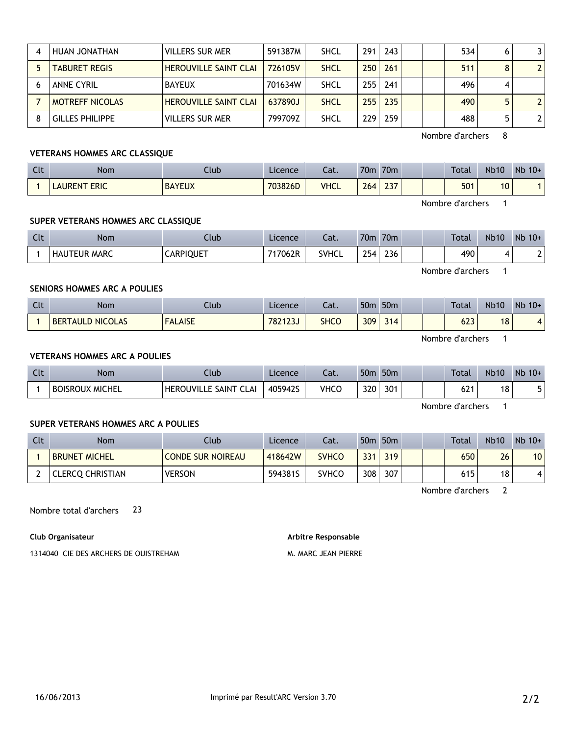| | | | | | | | | | | | |
|---|---|---|---|---|---|---|---|---|---|---|---|
| 4 | HUAN JONATHAN | VILLERS SUR MER | 591387M | SHCL | 291 | 243 | | | 534 | 6 | 3 |
| 5 | TABURET REGIS | HEROUVILLE SAINT CLAI | 726105V | SHCL | 250 | 261 | | | 511 | 8 | 2 |
| 6 | ANNE CYRIL | BAYEUX | 701634W | SHCL | 255 | 241 | | | 496 | 4 | |
| 7 | MOTREFF NICOLAS | HEROUVILLE SAINT CLAI | 637890J | SHCL | 255 | 235 | | | 490 | 5 | 2 |
| 8 | GILLES PHILIPPE | VILLERS SUR MER | 799709Z | SHCL | 229 | 259 | | | 488 | 5 | 2 |

Nombre d'archers 8

**VETERANS HOMMES ARC CLASSIQUE**

| Clt | Nom | Club | Licence | Cat. | 70m | 70m | | | Total | Nb10 | Nb 10+ |
|---|---|---|---|---|---|---|---|---|---|---|---|
| 1 | LAURENT ERIC | BAYEUX | 703826D | VHCL | 264 | 237 | | | 501 | 10 | 1 |

Nombre d'archers 1

**SUPER VETERANS HOMMES ARC CLASSIQUE**

| Clt | Nom | Club | Licence | Cat. | 70m | 70m | | | Total | Nb10 | Nb 10+ |
|---|---|---|---|---|---|---|---|---|---|---|---|
| 1 | HAUTEUR MARC | CARPIQUET | 717062R | SVHCL | 254 | 236 | | | 490 | 4 | 2 |

Nombre d'archers 1

**SENIORS HOMMES ARC A POULIES**

| Clt | Nom | Club | Licence | Cat. | 50m | 50m | | | Total | Nb10 | Nb 10+ |
|---|---|---|---|---|---|---|---|---|---|---|---|
| 1 | BERTAULD NICOLAS | FALAISE | 782123J | SHCO | 309 | 314 | | | 623 | 18 | 4 |

Nombre d'archers 1

**VETERANS HOMMES ARC A POULIES**

| Clt | Nom | Club | Licence | Cat. | 50m | 50m | | | Total | Nb10 | Nb 10+ |
|---|---|---|---|---|---|---|---|---|---|---|---|
| 1 | BOISROUX MICHEL | HEROUVILLE SAINT CLAI | 405942S | VHCO | 320 | 301 | | | 621 | 18 | 5 |

Nombre d'archers 1

**SUPER VETERANS HOMMES ARC A POULIES**

| Clt | Nom | Club | Licence | Cat. | 50m | 50m | | | Total | Nb10 | Nb 10+ |
|---|---|---|---|---|---|---|---|---|---|---|---|
| 1 | BRUNET MICHEL | CONDE SUR NOIREAU | 418642W | SVHCO | 331 | 319 | | | 650 | 26 | 10 |
| 2 | CLERCQ CHRISTIAN | VERSON | 594381S | SVHCO | 308 | 307 | | | 615 | 18 | 4 |

Nombre d'archers 2

Nombre total d'archers 23

**Club Organisateur**

1314040 CIE DES ARCHERS DE OUISTREHAM

**Arbitre Responsable**

M. MARC JEAN PIERRE

16/06/2013 Imprimé par Result'ARC Version 3.70